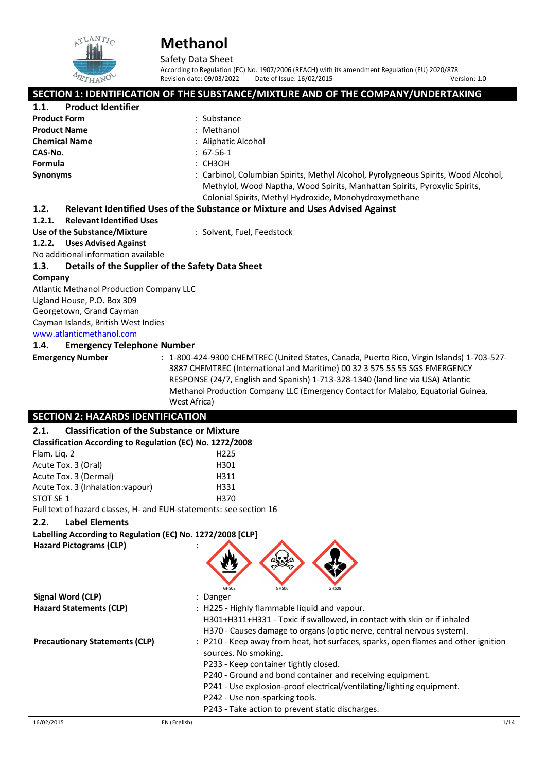# Methanol

Safety Data Sheet

According to Regulation (EC) No. 1907/2006 (REACH) with its amendment Regulation (EU) 2020/878

Revision date: 09/03/2022 Date of Issue: 16/02/2015 Version: 1.0

## SECTION 1: IDENTIFICATION OF THE SUBSTANCE/MIXTURE AND OF THE COMPANY/UNDERTAKING

### 1.1. Product Identifier

**Product Form** : Substance

**Product Name** : Methanol

**Chemical Name** : Aliphatic Alcohol

**CAS-No.** : 67-56-1

**Formula** : CH3OH

**Synonyms** : Carbinol, Columbian Spirits, Methyl Alcohol, Pyrolygneous Spirits, Wood Alcohol, Methylol, Wood Naptha, Wood Spirits, Manhattan Spirits, Pyroxylic Spirits, Colonial Spirits, Methyl Hydroxide, Monohydroxymethane

### 1.2. Relevant Identified Uses of the Substance or Mixture and Uses Advised Against

#### 1.2.1. Relevant Identified Uses

**Use of the Substance/Mixture** : Solvent, Fuel, Feedstock

#### 1.2.2. Uses Advised Against

No additional information available

### 1.3. Details of the Supplier of the Safety Data Sheet

**Company**

Atlantic Methanol Production Company LLC
Ugland House, P.O. Box 309
Georgetown, Grand Cayman
Cayman Islands, British West Indies
www.atlanticmethanol.com

### 1.4. Emergency Telephone Number

**Emergency Number** : 1-800-424-9300 CHEMTREC (United States, Canada, Puerto Rico, Virgin Islands) 1-703-527-3887 CHEMTREC (International and Maritime) 00 32 3 575 55 55 SGS EMERGENCY RESPONSE (24/7, English and Spanish) 1-713-328-1340 (land line via USA) Atlantic Methanol Production Company LLC (Emergency Contact for Malabo, Equatorial Guinea, West Africa)

## SECTION 2: HAZARDS IDENTIFICATION

### 2.1. Classification of the Substance or Mixture

**Classification According to Regulation (EC) No. 1272/2008**

| | |
|---|---|
| Flam. Liq. 2 | H225 |
| Acute Tox. 3 (Oral) | H301 |
| Acute Tox. 3 (Dermal) | H311 |
| Acute Tox. 3 (Inhalation:vapour) | H331 |
| STOT SE 1 | H370 |

Full text of hazard classes, H- and EUH-statements: see section 16

### 2.2. Label Elements

**Labelling According to Regulation (EC) No. 1272/2008 [CLP]**

**Hazard Pictograms (CLP)** :

GHS02 GHS06 GHS08

**Signal Word (CLP)** : Danger

**Hazard Statements (CLP)** : H225 - Highly flammable liquid and vapour.
H301+H311+H331 - Toxic if swallowed, in contact with skin or if inhaled
H370 - Causes damage to organs (optic nerve, central nervous system).

**Precautionary Statements (CLP)** : P210 - Keep away from heat, hot surfaces, sparks, open flames and other ignition sources. No smoking.
P233 - Keep container tightly closed.
P240 - Ground and bond container and receiving equipment.
P241 - Use explosion-proof electrical/ventilating/lighting equipment.
P242 - Use non-sparking tools.
P243 - Take action to prevent static discharges.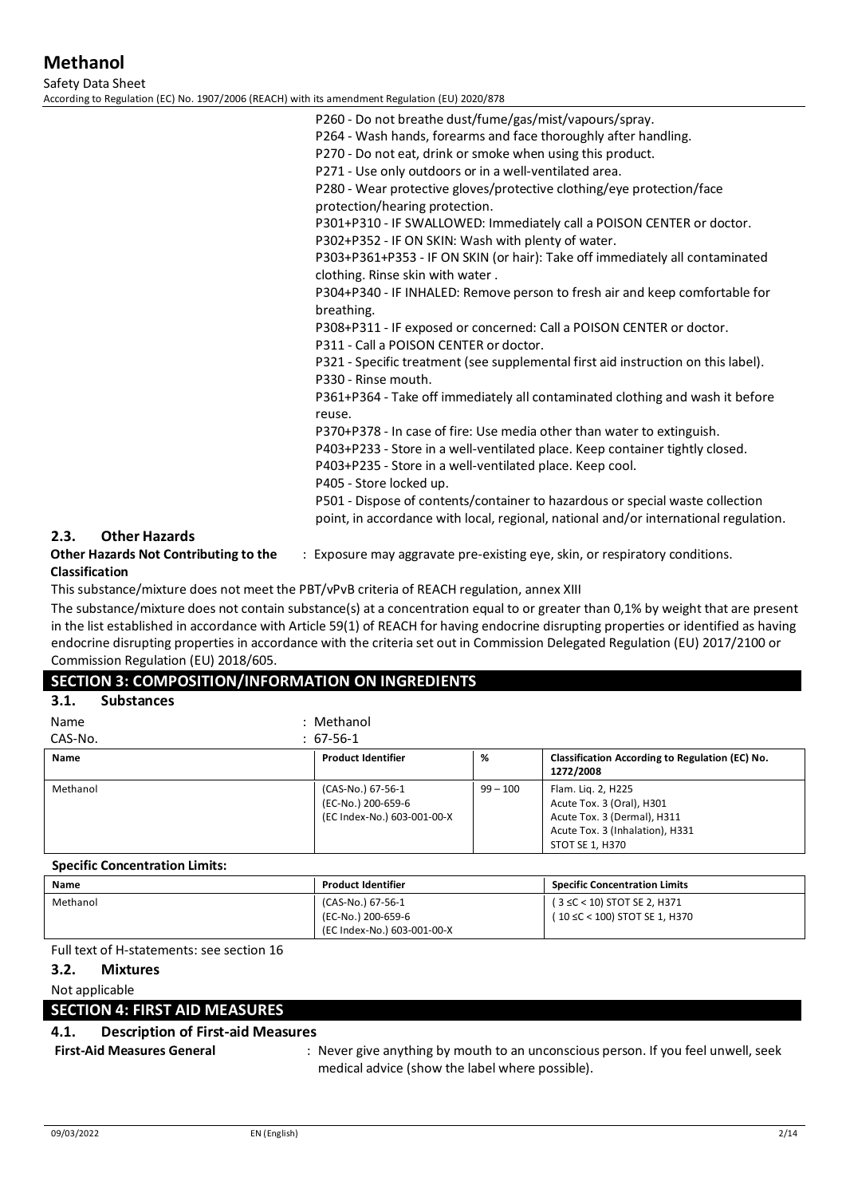P260 - Do not breathe dust/fume/gas/mist/vapours/spray.
P264 - Wash hands, forearms and face thoroughly after handling.
P270 - Do not eat, drink or smoke when using this product.
P271 - Use only outdoors or in a well-ventilated area.
P280 - Wear protective gloves/protective clothing/eye protection/face protection/hearing protection.
P301+P310 - IF SWALLOWED: Immediately call a POISON CENTER or doctor.
P302+P352 - IF ON SKIN: Wash with plenty of water.
P303+P361+P353 - IF ON SKIN (or hair): Take off immediately all contaminated clothing. Rinse skin with water .
P304+P340 - IF INHALED: Remove person to fresh air and keep comfortable for breathing.
P308+P311 - IF exposed or concerned: Call a POISON CENTER or doctor.
P311 - Call a POISON CENTER or doctor.
P321 - Specific treatment (see supplemental first aid instruction on this label).
P330 - Rinse mouth.
P361+P364 - Take off immediately all contaminated clothing and wash it before reuse.
P370+P378 - In case of fire: Use media other than water to extinguish.
P403+P233 - Store in a well-ventilated place. Keep container tightly closed.
P403+P235 - Store in a well-ventilated place. Keep cool.
P405 - Store locked up.
P501 - Dispose of contents/container to hazardous or special waste collection point, in accordance with local, regional, national and/or international regulation.

### 2.3. Other Hazards

**Other Hazards Not Contributing to the Classification** : Exposure may aggravate pre-existing eye, skin, or respiratory conditions.

This substance/mixture does not meet the PBT/vPvB criteria of REACH regulation, annex XIII

The substance/mixture does not contain substance(s) at a concentration equal to or greater than 0,1% by weight that are present in the list established in accordance with Article 59(1) of REACH for having endocrine disrupting properties or identified as having endocrine disrupting properties in accordance with the criteria set out in Commission Delegated Regulation (EU) 2017/2100 or Commission Regulation (EU) 2018/605.

## SECTION 3: COMPOSITION/INFORMATION ON INGREDIENTS

### 3.1. Substances

Name : Methanol

CAS-No. : 67-56-1

| Name | Product Identifier | % | Classification According to Regulation (EC) No. 1272/2008 |
|---|---|---|---|
| Methanol | (CAS-No.) 67-56-1<br>(EC-No.) 200-659-6<br>(EC Index-No.) 603-001-00-X | 99 – 100 | Flam. Liq. 2, H225<br>Acute Tox. 3 (Oral), H301<br>Acute Tox. 3 (Dermal), H311<br>Acute Tox. 3 (Inhalation), H331<br>STOT SE 1, H370 |

**Specific Concentration Limits:**

| Name | Product Identifier | Specific Concentration Limits |
|---|---|---|
| Methanol | (CAS-No.) 67-56-1<br>(EC-No.) 200-659-6<br>(EC Index-No.) 603-001-00-X | ( 3 ≤C < 10) STOT SE 2, H371<br>( 10 ≤C < 100) STOT SE 1, H370 |

Full text of H-statements: see section 16

### 3.2. Mixtures

Not applicable

## SECTION 4: FIRST AID MEASURES

### 4.1. Description of First-aid Measures

**First-Aid Measures General** : Never give anything by mouth to an unconscious person. If you feel unwell, seek medical advice (show the label where possible).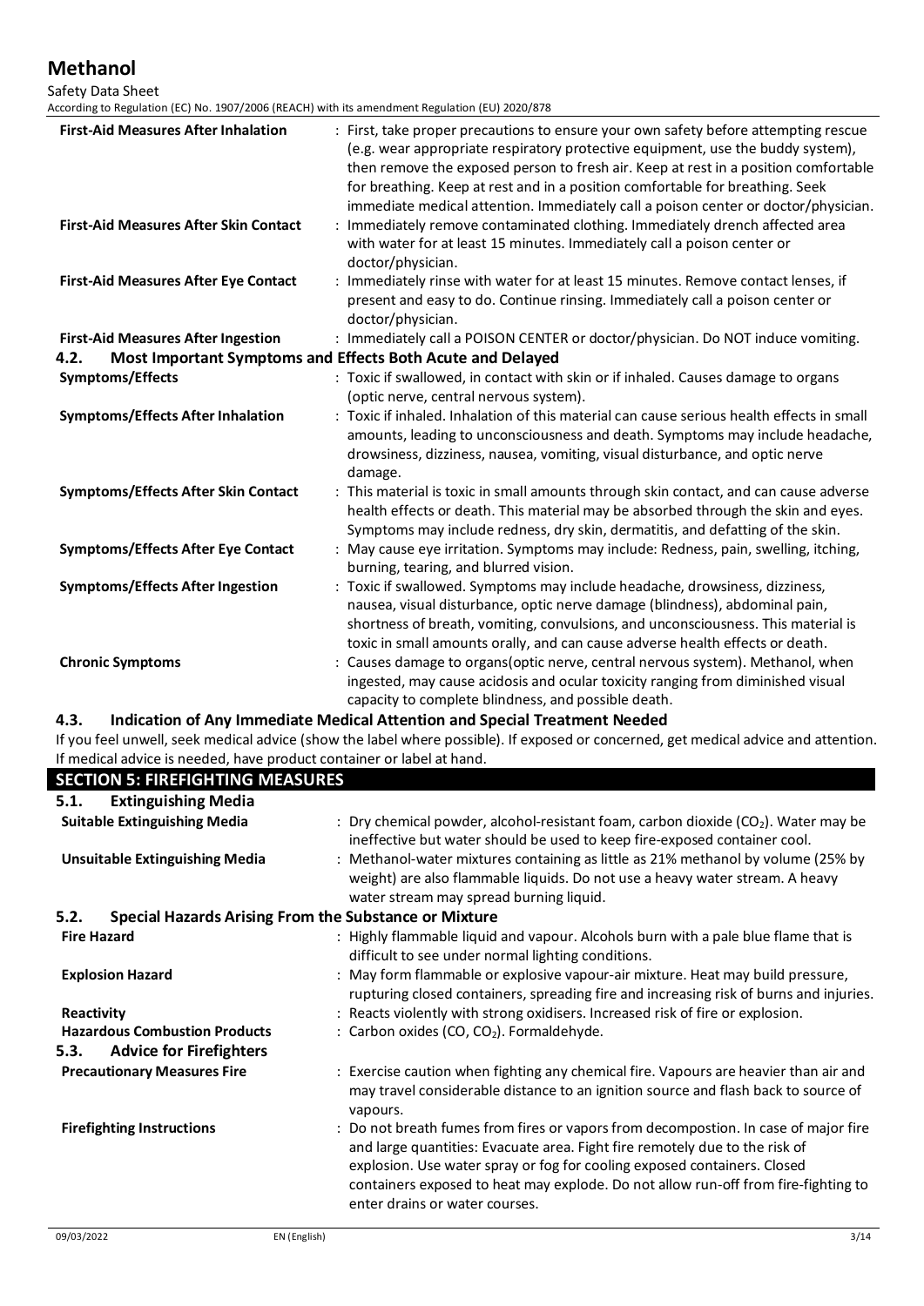| | |
|---|---|
| **First-Aid Measures After Inhalation** | : First, take proper precautions to ensure your own safety before attempting rescue (e.g. wear appropriate respiratory protective equipment, use the buddy system), then remove the exposed person to fresh air. Keep at rest in a position comfortable for breathing. Keep at rest and in a position comfortable for breathing. Seek immediate medical attention. Immediately call a poison center or doctor/physician. |
| **First-Aid Measures After Skin Contact** | : Immediately remove contaminated clothing. Immediately drench affected area with water for at least 15 minutes. Immediately call a poison center or doctor/physician. |
| **First-Aid Measures After Eye Contact** | : Immediately rinse with water for at least 15 minutes. Remove contact lenses, if present and easy to do. Continue rinsing. Immediately call a poison center or doctor/physician. |
| **First-Aid Measures After Ingestion** | : Immediately call a POISON CENTER or doctor/physician. Do NOT induce vomiting. |

### 4.2. Most Important Symptoms and Effects Both Acute and Delayed

| | |
|---|---|
| **Symptoms/Effects** | : Toxic if swallowed, in contact with skin or if inhaled. Causes damage to organs (optic nerve, central nervous system). |
| **Symptoms/Effects After Inhalation** | : Toxic if inhaled. Inhalation of this material can cause serious health effects in small amounts, leading to unconsciousness and death. Symptoms may include headache, drowsiness, dizziness, nausea, vomiting, visual disturbance, and optic nerve damage. |
| **Symptoms/Effects After Skin Contact** | : This material is toxic in small amounts through skin contact, and can cause adverse health effects or death. This material may be absorbed through the skin and eyes. Symptoms may include redness, dry skin, dermatitis, and defatting of the skin. |
| **Symptoms/Effects After Eye Contact** | : May cause eye irritation. Symptoms may include: Redness, pain, swelling, itching, burning, tearing, and blurred vision. |
| **Symptoms/Effects After Ingestion** | : Toxic if swallowed. Symptoms may include headache, drowsiness, dizziness, nausea, visual disturbance, optic nerve damage (blindness), abdominal pain, shortness of breath, vomiting, convulsions, and unconsciousness. This material is toxic in small amounts orally, and can cause adverse health effects or death. |
| **Chronic Symptoms** | : Causes damage to organs(optic nerve, central nervous system). Methanol, when ingested, may cause acidosis and ocular toxicity ranging from diminished visual capacity to complete blindness, and possible death. |

### 4.3. Indication of Any Immediate Medical Attention and Special Treatment Needed

If you feel unwell, seek medical advice (show the label where possible). If exposed or concerned, get medical advice and attention. If medical advice is needed, have product container or label at hand.

## SECTION 5: FIREFIGHTING MEASURES

### 5.1. Extinguishing Media

| | |
|---|---|
| **Suitable Extinguishing Media** | : Dry chemical powder, alcohol-resistant foam, carbon dioxide ($CO_2$). Water may be ineffective but water should be used to keep fire-exposed container cool. |
| **Unsuitable Extinguishing Media** | : Methanol-water mixtures containing as little as 21% methanol by volume (25% by weight) are also flammable liquids. Do not use a heavy water stream. A heavy water stream may spread burning liquid. |

### 5.2. Special Hazards Arising From the Substance or Mixture

| | |
|---|---|
| **Fire Hazard** | : Highly flammable liquid and vapour. Alcohols burn with a pale blue flame that is difficult to see under normal lighting conditions. |
| **Explosion Hazard** | : May form flammable or explosive vapour-air mixture. Heat may build pressure, rupturing closed containers, spreading fire and increasing risk of burns and injuries. |
| **Reactivity** | : Reacts violently with strong oxidisers. Increased risk of fire or explosion. |
| **Hazardous Combustion Products** | : Carbon oxides (CO, $CO_2$). Formaldehyde. |

### 5.3. Advice for Firefighters

| | |
|---|---|
| **Precautionary Measures Fire** | : Exercise caution when fighting any chemical fire. Vapours are heavier than air and may travel considerable distance to an ignition source and flash back to source of vapours. |
| **Firefighting Instructions** | : Do not breath fumes from fires or vapors from decompostion. In case of major fire and large quantities: Evacuate area. Fight fire remotely due to the risk of explosion. Use water spray or fog for cooling exposed containers. Closed containers exposed to heat may explode. Do not allow run-off from fire-fighting to enter drains or water courses. |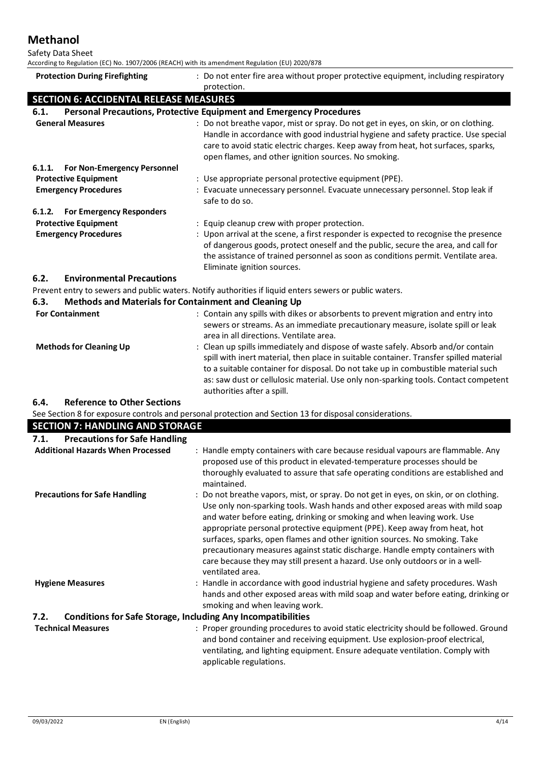| | |
|---|---|
| **Protection During Firefighting** | : Do not enter fire area without proper protective equipment, including respiratory protection. |

## SECTION 6: ACCIDENTAL RELEASE MEASURES

### 6.1. Personal Precautions, Protective Equipment and Emergency Procedures

| | |
|---|---|
| **General Measures** | : Do not breathe vapor, mist or spray. Do not get in eyes, on skin, or on clothing. Handle in accordance with good industrial hygiene and safety practice. Use special care to avoid static electric charges. Keep away from heat, hot surfaces, sparks, open flames, and other ignition sources. No smoking. |

#### 6.1.1. For Non-Emergency Personnel

| | |
|---|---|
| **Protective Equipment** | : Use appropriate personal protective equipment (PPE). |
| **Emergency Procedures** | : Evacuate unnecessary personnel. Evacuate unnecessary personnel. Stop leak if safe to do so. |

#### 6.1.2. For Emergency Responders

| | |
|---|---|
| **Protective Equipment** | : Equip cleanup crew with proper protection. |
| **Emergency Procedures** | : Upon arrival at the scene, a first responder is expected to recognise the presence of dangerous goods, protect oneself and the public, secure the area, and call for the assistance of trained personnel as soon as conditions permit. Ventilate area. Eliminate ignition sources. |

### 6.2. Environmental Precautions

Prevent entry to sewers and public waters. Notify authorities if liquid enters sewers or public waters.

### 6.3. Methods and Materials for Containment and Cleaning Up

| | |
|---|---|
| **For Containment** | : Contain any spills with dikes or absorbents to prevent migration and entry into sewers or streams. As an immediate precautionary measure, isolate spill or leak area in all directions. Ventilate area. |
| **Methods for Cleaning Up** | : Clean up spills immediately and dispose of waste safely. Absorb and/or contain spill with inert material, then place in suitable container. Transfer spilled material to a suitable container for disposal. Do not take up in combustible material such as: saw dust or cellulosic material. Use only non-sparking tools. Contact competent authorities after a spill. |

### 6.4. Reference to Other Sections

See Section 8 for exposure controls and personal protection and Section 13 for disposal considerations.

## SECTION 7: HANDLING AND STORAGE

### 7.1. Precautions for Safe Handling

| | |
|---|---|
| **Additional Hazards When Processed** | : Handle empty containers with care because residual vapours are flammable. Any proposed use of this product in elevated-temperature processes should be thoroughly evaluated to assure that safe operating conditions are established and maintained. |
| **Precautions for Safe Handling** | : Do not breathe vapors, mist, or spray. Do not get in eyes, on skin, or on clothing. Use only non-sparking tools. Wash hands and other exposed areas with mild soap and water before eating, drinking or smoking and when leaving work. Use appropriate personal protective equipment (PPE). Keep away from heat, hot surfaces, sparks, open flames and other ignition sources. No smoking. Take precautionary measures against static discharge. Handle empty containers with care because they may still present a hazard. Use only outdoors or in a well-ventilated area. |
| **Hygiene Measures** | : Handle in accordance with good industrial hygiene and safety procedures. Wash hands and other exposed areas with mild soap and water before eating, drinking or smoking and when leaving work. |

### 7.2. Conditions for Safe Storage, Including Any Incompatibilities

| | |
|---|---|
| **Technical Measures** | : Proper grounding procedures to avoid static electricity should be followed. Ground and bond container and receiving equipment. Use explosion-proof electrical, ventilating, and lighting equipment. Ensure adequate ventilation. Comply with applicable regulations. |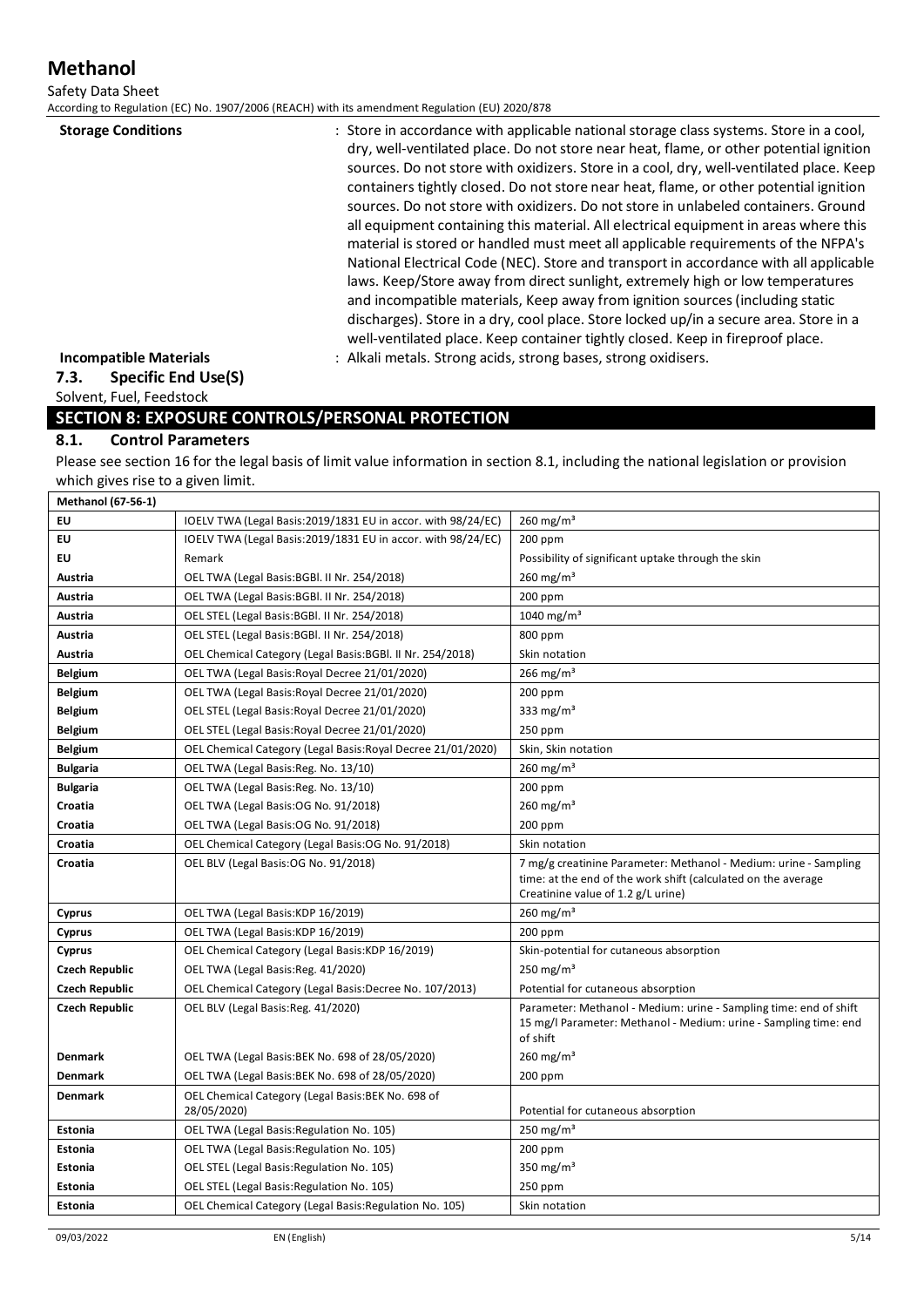| | |
|---|---|
| **Storage Conditions** | : Store in accordance with applicable national storage class systems. Store in a cool, dry, well-ventilated place. Do not store near heat, flame, or other potential ignition sources. Do not store with oxidizers. Store in a cool, dry, well-ventilated place. Keep containers tightly closed. Do not store near heat, flame, or other potential ignition sources. Do not store with oxidizers. Do not store in unlabeled containers. Ground all equipment containing this material. All electrical equipment in areas where this material is stored or handled must meet all applicable requirements of the NFPA's National Electrical Code (NEC). Store and transport in accordance with all applicable laws. Keep/Store away from direct sunlight, extremely high or low temperatures and incompatible materials, Keep away from ignition sources (including static discharges). Store in a dry, cool place. Store locked up/in a secure area. Store in a well-ventilated place. Keep container tightly closed. Keep in fireproof place. |
| **Incompatible Materials** | : Alkali metals. Strong acids, strong bases, strong oxidisers. |

### 7.3. Specific End Use(S)

Solvent, Fuel, Feedstock

## SECTION 8: EXPOSURE CONTROLS/PERSONAL PROTECTION

### 8.1. Control Parameters

Please see section 16 for the legal basis of limit value information in section 8.1, including the national legislation or provision which gives rise to a given limit.

| **Methanol (67-56-1)** | | |
|---|---|---|
| **EU** | IOELV TWA (Legal Basis:2019/1831 EU in accor. with 98/24/EC) | 260 mg/m³ |
| **EU** | IOELV TWA (Legal Basis:2019/1831 EU in accor. with 98/24/EC) | 200 ppm |
| **EU** | Remark | Possibility of significant uptake through the skin |
| **Austria** | OEL TWA (Legal Basis:BGBl. II Nr. 254/2018) | 260 mg/m³ |
| **Austria** | OEL TWA (Legal Basis:BGBl. II Nr. 254/2018) | 200 ppm |
| **Austria** | OEL STEL (Legal Basis:BGBl. II Nr. 254/2018) | 1040 mg/m³ |
| **Austria** | OEL STEL (Legal Basis:BGBl. II Nr. 254/2018) | 800 ppm |
| **Austria** | OEL Chemical Category (Legal Basis:BGBl. II Nr. 254/2018) | Skin notation |
| **Belgium** | OEL TWA (Legal Basis:Royal Decree 21/01/2020) | 266 mg/m³ |
| **Belgium** | OEL TWA (Legal Basis:Royal Decree 21/01/2020) | 200 ppm |
| **Belgium** | OEL STEL (Legal Basis:Royal Decree 21/01/2020) | 333 mg/m³ |
| **Belgium** | OEL STEL (Legal Basis:Royal Decree 21/01/2020) | 250 ppm |
| **Belgium** | OEL Chemical Category (Legal Basis:Royal Decree 21/01/2020) | Skin, Skin notation |
| **Bulgaria** | OEL TWA (Legal Basis:Reg. No. 13/10) | 260 mg/m³ |
| **Bulgaria** | OEL TWA (Legal Basis:Reg. No. 13/10) | 200 ppm |
| **Croatia** | OEL TWA (Legal Basis:OG No. 91/2018) | 260 mg/m³ |
| **Croatia** | OEL TWA (Legal Basis:OG No. 91/2018) | 200 ppm |
| **Croatia** | OEL Chemical Category (Legal Basis:OG No. 91/2018) | Skin notation |
| **Croatia** | OEL BLV (Legal Basis:OG No. 91/2018) | 7 mg/g creatinine Parameter: Methanol - Medium: urine - Sampling time: at the end of the work shift (calculated on the average Creatinine value of 1.2 g/L urine) |
| **Cyprus** | OEL TWA (Legal Basis:KDP 16/2019) | 260 mg/m³ |
| **Cyprus** | OEL TWA (Legal Basis:KDP 16/2019) | 200 ppm |
| **Cyprus** | OEL Chemical Category (Legal Basis:KDP 16/2019) | Skin-potential for cutaneous absorption |
| **Czech Republic** | OEL TWA (Legal Basis:Reg. 41/2020) | 250 mg/m³ |
| **Czech Republic** | OEL Chemical Category (Legal Basis:Decree No. 107/2013) | Potential for cutaneous absorption |
| **Czech Republic** | OEL BLV (Legal Basis:Reg. 41/2020) | Parameter: Methanol - Medium: urine - Sampling time: end of shift 15 mg/l Parameter: Methanol - Medium: urine - Sampling time: end of shift |
| **Denmark** | OEL TWA (Legal Basis:BEK No. 698 of 28/05/2020) | 260 mg/m³ |
| **Denmark** | OEL TWA (Legal Basis:BEK No. 698 of 28/05/2020) | 200 ppm |
| **Denmark** | OEL Chemical Category (Legal Basis:BEK No. 698 of 28/05/2020) | Potential for cutaneous absorption |
| **Estonia** | OEL TWA (Legal Basis:Regulation No. 105) | 250 mg/m³ |
| **Estonia** | OEL TWA (Legal Basis:Regulation No. 105) | 200 ppm |
| **Estonia** | OEL STEL (Legal Basis:Regulation No. 105) | 350 mg/m³ |
| **Estonia** | OEL STEL (Legal Basis:Regulation No. 105) | 250 ppm |
| **Estonia** | OEL Chemical Category (Legal Basis:Regulation No. 105) | Skin notation |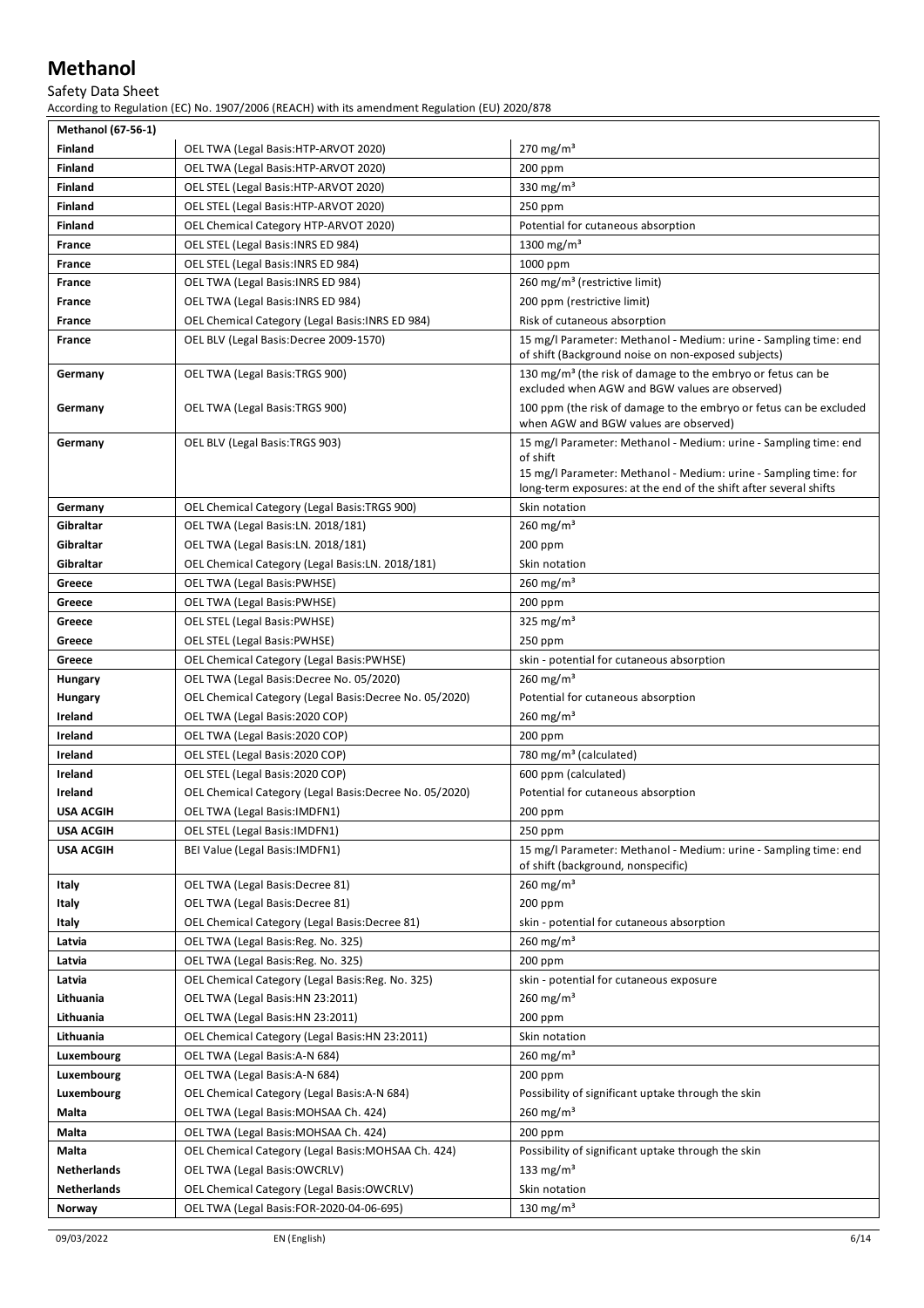# Methanol

Safety Data Sheet

According to Regulation (EC) No. 1907/2006 (REACH) with its amendment Regulation (EU) 2020/878

| Methanol (67-56-1) | | |
|---|---|---|
| **Finland** | OEL TWA (Legal Basis:HTP-ARVOT 2020) | 270 mg/m³ |
| **Finland** | OEL TWA (Legal Basis:HTP-ARVOT 2020) | 200 ppm |
| **Finland** | OEL STEL (Legal Basis:HTP-ARVOT 2020) | 330 mg/m³ |
| **Finland** | OEL STEL (Legal Basis:HTP-ARVOT 2020) | 250 ppm |
| **Finland** | OEL Chemical Category HTP-ARVOT 2020) | Potential for cutaneous absorption |
| **France** | OEL STEL (Legal Basis:INRS ED 984) | 1300 mg/m³ |
| **France** | OEL STEL (Legal Basis:INRS ED 984) | 1000 ppm |
| **France** | OEL TWA (Legal Basis:INRS ED 984) | 260 mg/m³ (restrictive limit) |
| **France** | OEL TWA (Legal Basis:INRS ED 984) | 200 ppm (restrictive limit) |
| **France** | OEL Chemical Category (Legal Basis:INRS ED 984) | Risk of cutaneous absorption |
| **France** | OEL BLV (Legal Basis:Decree 2009-1570) | 15 mg/l Parameter: Methanol - Medium: urine - Sampling time: end of shift (Background noise on non-exposed subjects) |
| **Germany** | OEL TWA (Legal Basis:TRGS 900) | 130 mg/m³ (the risk of damage to the embryo or fetus can be excluded when AGW and BGW values are observed) |
| **Germany** | OEL TWA (Legal Basis:TRGS 900) | 100 ppm (the risk of damage to the embryo or fetus can be excluded when AGW and BGW values are observed) |
| **Germany** | OEL BLV (Legal Basis:TRGS 903) | 15 mg/l Parameter: Methanol - Medium: urine - Sampling time: end of shift<br>15 mg/l Parameter: Methanol - Medium: urine - Sampling time: for long-term exposures: at the end of the shift after several shifts |
| **Germany** | OEL Chemical Category (Legal Basis:TRGS 900) | Skin notation |
| **Gibraltar** | OEL TWA (Legal Basis:LN. 2018/181) | 260 mg/m³ |
| **Gibraltar** | OEL TWA (Legal Basis:LN. 2018/181) | 200 ppm |
| **Gibraltar** | OEL Chemical Category (Legal Basis:LN. 2018/181) | Skin notation |
| **Greece** | OEL TWA (Legal Basis:PWHSE) | 260 mg/m³ |
| **Greece** | OEL TWA (Legal Basis:PWHSE) | 200 ppm |
| **Greece** | OEL STEL (Legal Basis:PWHSE) | 325 mg/m³ |
| **Greece** | OEL STEL (Legal Basis:PWHSE) | 250 ppm |
| **Greece** | OEL Chemical Category (Legal Basis:PWHSE) | skin - potential for cutaneous absorption |
| **Hungary** | OEL TWA (Legal Basis:Decree No. 05/2020) | 260 mg/m³ |
| **Hungary** | OEL Chemical Category (Legal Basis:Decree No. 05/2020) | Potential for cutaneous absorption |
| **Ireland** | OEL TWA (Legal Basis:2020 COP) | 260 mg/m³ |
| **Ireland** | OEL TWA (Legal Basis:2020 COP) | 200 ppm |
| **Ireland** | OEL STEL (Legal Basis:2020 COP) | 780 mg/m³ (calculated) |
| **Ireland** | OEL STEL (Legal Basis:2020 COP) | 600 ppm (calculated) |
| **Ireland** | OEL Chemical Category (Legal Basis:Decree No. 05/2020) | Potential for cutaneous absorption |
| **USA ACGIH** | OEL TWA (Legal Basis:IMDFN1) | 200 ppm |
| **USA ACGIH** | OEL STEL (Legal Basis:IMDFN1) | 250 ppm |
| **USA ACGIH** | BEI Value (Legal Basis:IMDFN1) | 15 mg/l Parameter: Methanol - Medium: urine - Sampling time: end of shift (background, nonspecific) |
| **Italy** | OEL TWA (Legal Basis:Decree 81) | 260 mg/m³ |
| **Italy** | OEL TWA (Legal Basis:Decree 81) | 200 ppm |
| **Italy** | OEL Chemical Category (Legal Basis:Decree 81) | skin - potential for cutaneous absorption |
| **Latvia** | OEL TWA (Legal Basis:Reg. No. 325) | 260 mg/m³ |
| **Latvia** | OEL TWA (Legal Basis:Reg. No. 325) | 200 ppm |
| **Latvia** | OEL Chemical Category (Legal Basis:Reg. No. 325) | skin - potential for cutaneous exposure |
| **Lithuania** | OEL TWA (Legal Basis:HN 23:2011) | 260 mg/m³ |
| **Lithuania** | OEL TWA (Legal Basis:HN 23:2011) | 200 ppm |
| **Lithuania** | OEL Chemical Category (Legal Basis:HN 23:2011) | Skin notation |
| **Luxembourg** | OEL TWA (Legal Basis:A-N 684) | 260 mg/m³ |
| **Luxembourg** | OEL TWA (Legal Basis:A-N 684) | 200 ppm |
| **Luxembourg** | OEL Chemical Category (Legal Basis:A-N 684) | Possibility of significant uptake through the skin |
| **Malta** | OEL TWA (Legal Basis:MOHSAA Ch. 424) | 260 mg/m³ |
| **Malta** | OEL TWA (Legal Basis:MOHSAA Ch. 424) | 200 ppm |
| **Malta** | OEL Chemical Category (Legal Basis:MOHSAA Ch. 424) | Possibility of significant uptake through the skin |
| **Netherlands** | OEL TWA (Legal Basis:OWCRLV) | 133 mg/m³ |
| **Netherlands** | OEL Chemical Category (Legal Basis:OWCRLV) | Skin notation |
| **Norway** | OEL TWA (Legal Basis:FOR-2020-04-06-695) | 130 mg/m³ |

09/03/2022 EN (English)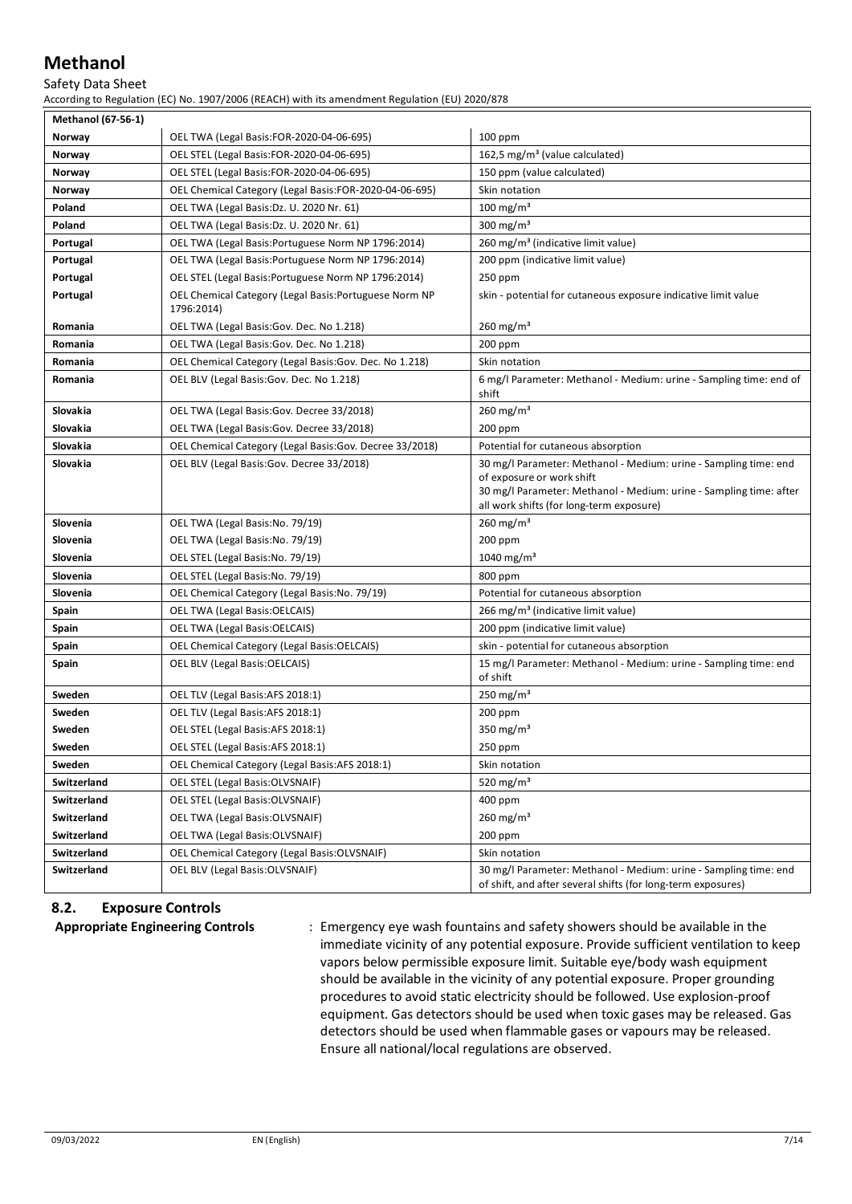| Methanol (67-56-1) | | |
|---|---|---|
| Norway | OEL TWA (Legal Basis:FOR-2020-04-06-695) | 100 ppm |
| Norway | OEL STEL (Legal Basis:FOR-2020-04-06-695) | 162,5 mg/m³ (value calculated) |
| Norway | OEL STEL (Legal Basis:FOR-2020-04-06-695) | 150 ppm (value calculated) |
| Norway | OEL Chemical Category (Legal Basis:FOR-2020-04-06-695) | Skin notation |
| Poland | OEL TWA (Legal Basis:Dz. U. 2020 Nr. 61) | 100 mg/m³ |
| Poland | OEL TWA (Legal Basis:Dz. U. 2020 Nr. 61) | 300 mg/m³ |
| Portugal | OEL TWA (Legal Basis:Portuguese Norm NP 1796:2014) | 260 mg/m³ (indicative limit value) |
| Portugal | OEL TWA (Legal Basis:Portuguese Norm NP 1796:2014) | 200 ppm (indicative limit value) |
| Portugal | OEL STEL (Legal Basis:Portuguese Norm NP 1796:2014) | 250 ppm |
| Portugal | OEL Chemical Category (Legal Basis:Portuguese Norm NP 1796:2014) | skin - potential for cutaneous exposure indicative limit value |
| Romania | OEL TWA (Legal Basis:Gov. Dec. No 1.218) | 260 mg/m³ |
| Romania | OEL TWA (Legal Basis:Gov. Dec. No 1.218) | 200 ppm |
| Romania | OEL Chemical Category (Legal Basis:Gov. Dec. No 1.218) | Skin notation |
| Romania | OEL BLV (Legal Basis:Gov. Dec. No 1.218) | 6 mg/l Parameter: Methanol - Medium: urine - Sampling time: end of shift |
| Slovakia | OEL TWA (Legal Basis:Gov. Decree 33/2018) | 260 mg/m³ |
| Slovakia | OEL TWA (Legal Basis:Gov. Decree 33/2018) | 200 ppm |
| Slovakia | OEL Chemical Category (Legal Basis:Gov. Decree 33/2018) | Potential for cutaneous absorption |
| Slovakia | OEL BLV (Legal Basis:Gov. Decree 33/2018) | 30 mg/l Parameter: Methanol - Medium: urine - Sampling time: end of exposure or work shift<br>30 mg/l Parameter: Methanol - Medium: urine - Sampling time: after all work shifts (for long-term exposure) |
| Slovenia | OEL TWA (Legal Basis:No. 79/19) | 260 mg/m³ |
| Slovenia | OEL TWA (Legal Basis:No. 79/19) | 200 ppm |
| Slovenia | OEL STEL (Legal Basis:No. 79/19) | 1040 mg/m³ |
| Slovenia | OEL STEL (Legal Basis:No. 79/19) | 800 ppm |
| Slovenia | OEL Chemical Category (Legal Basis:No. 79/19) | Potential for cutaneous absorption |
| Spain | OEL TWA (Legal Basis:OELCAIS) | 266 mg/m³ (indicative limit value) |
| Spain | OEL TWA (Legal Basis:OELCAIS) | 200 ppm (indicative limit value) |
| Spain | OEL Chemical Category (Legal Basis:OELCAIS) | skin - potential for cutaneous absorption |
| Spain | OEL BLV (Legal Basis:OELCAIS) | 15 mg/l Parameter: Methanol - Medium: urine - Sampling time: end of shift |
| Sweden | OEL TLV (Legal Basis:AFS 2018:1) | 250 mg/m³ |
| Sweden | OEL TLV (Legal Basis:AFS 2018:1) | 200 ppm |
| Sweden | OEL STEL (Legal Basis:AFS 2018:1) | 350 mg/m³ |
| Sweden | OEL STEL (Legal Basis:AFS 2018:1) | 250 ppm |
| Sweden | OEL Chemical Category (Legal Basis:AFS 2018:1) | Skin notation |
| Switzerland | OEL STEL (Legal Basis:OLVSNAIF) | 520 mg/m³ |
| Switzerland | OEL STEL (Legal Basis:OLVSNAIF) | 400 ppm |
| Switzerland | OEL TWA (Legal Basis:OLVSNAIF) | 260 mg/m³ |
| Switzerland | OEL TWA (Legal Basis:OLVSNAIF) | 200 ppm |
| Switzerland | OEL Chemical Category (Legal Basis:OLVSNAIF) | Skin notation |
| Switzerland | OEL BLV (Legal Basis:OLVSNAIF) | 30 mg/l Parameter: Methanol - Medium: urine - Sampling time: end of shift, and after several shifts (for long-term exposures) |

## 8.2. Exposure Controls

**Appropriate Engineering Controls** : Emergency eye wash fountains and safety showers should be available in the immediate vicinity of any potential exposure. Provide sufficient ventilation to keep vapors below permissible exposure limit. Suitable eye/body wash equipment should be available in the vicinity of any potential exposure. Proper grounding procedures to avoid static electricity should be followed. Use explosion-proof equipment. Gas detectors should be used when toxic gases may be released. Gas detectors should be used when flammable gases or vapours may be released. Ensure all national/local regulations are observed.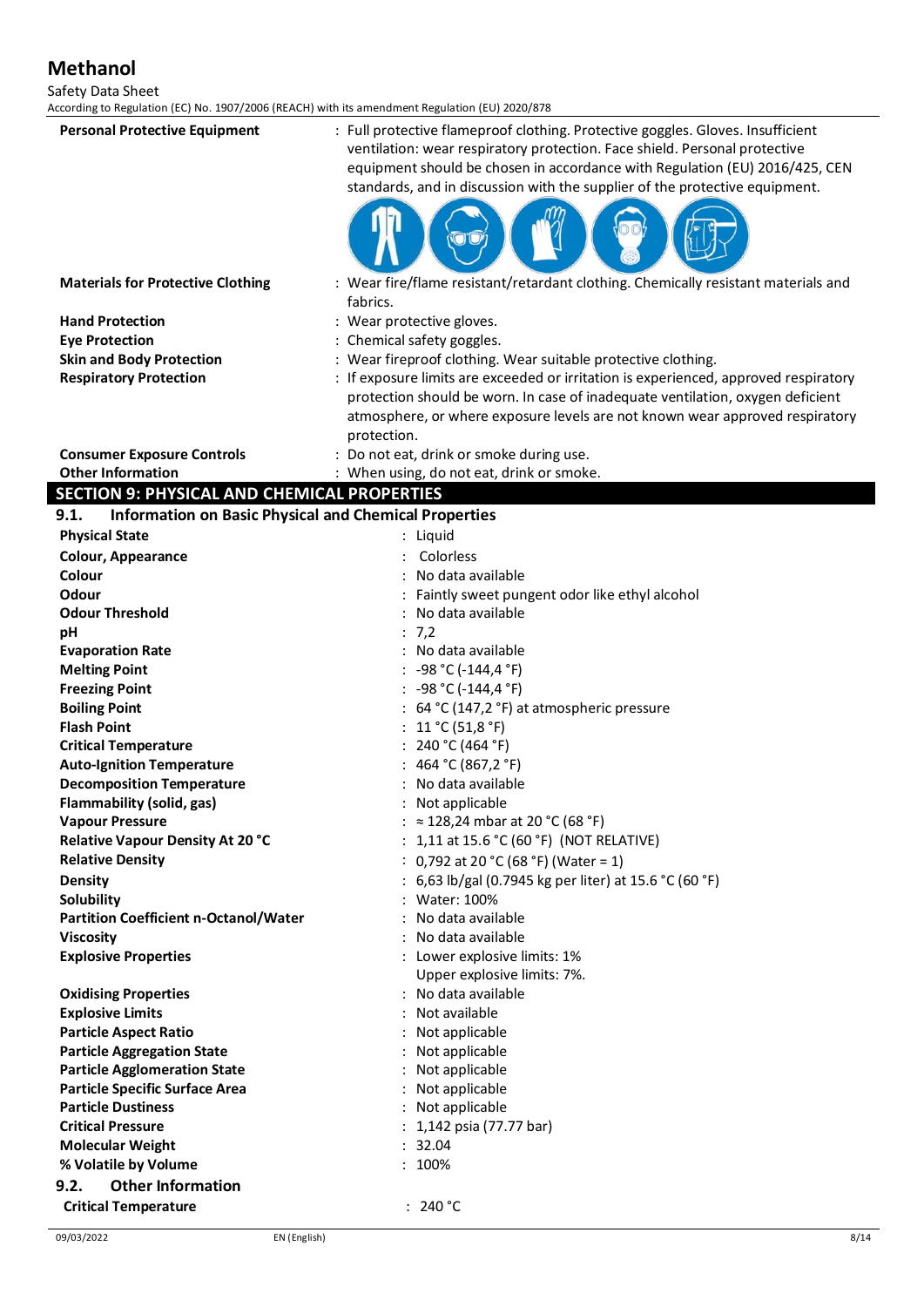**Personal Protective Equipment** : Full protective flameproof clothing. Protective goggles. Gloves. Insufficient ventilation: wear respiratory protection. Face shield. Personal protective equipment should be chosen in accordance with Regulation (EU) 2016/425, CEN standards, and in discussion with the supplier of the protective equipment.

**Materials for Protective Clothing** : Wear fire/flame resistant/retardant clothing. Chemically resistant materials and fabrics.

**Hand Protection** : Wear protective gloves.

**Eye Protection** : Chemical safety goggles.

**Skin and Body Protection** : Wear fireproof clothing. Wear suitable protective clothing.

**Respiratory Protection** : If exposure limits are exceeded or irritation is experienced, approved respiratory protection should be worn. In case of inadequate ventilation, oxygen deficient atmosphere, or where exposure levels are not known wear approved respiratory protection.

**Consumer Exposure Controls** : Do not eat, drink or smoke during use.

**Other Information** : When using, do not eat, drink or smoke.

## SECTION 9: PHYSICAL AND CHEMICAL PROPERTIES

### 9.1. Information on Basic Physical and Chemical Properties

| | |
|---|---|
| **Physical State** | : Liquid |
| **Colour, Appearance** | : Colorless |
| **Colour** | : No data available |
| **Odour** | : Faintly sweet pungent odor like ethyl alcohol |
| **Odour Threshold** | : No data available |
| **pH** | : 7,2 |
| **Evaporation Rate** | : No data available |
| **Melting Point** | : -98 °C (-144,4 °F) |
| **Freezing Point** | : -98 °C (-144,4 °F) |
| **Boiling Point** | : 64 °C (147,2 °F) at atmospheric pressure |
| **Flash Point** | : 11 °C (51,8 °F) |
| **Critical Temperature** | : 240 °C (464 °F) |
| **Auto-Ignition Temperature** | : 464 °C (867,2 °F) |
| **Decomposition Temperature** | : No data available |
| **Flammability (solid, gas)** | : Not applicable |
| **Vapour Pressure** | : ≈ 128,24 mbar at 20 °C (68 °F) |
| **Relative Vapour Density At 20 °C** | : 1,11 at 15.6 °C (60 °F) (NOT RELATIVE) |
| **Relative Density** | : 0,792 at 20 °C (68 °F) (Water = 1) |
| **Density** | : 6,63 lb/gal (0.7945 kg per liter) at 15.6 °C (60 °F) |
| **Solubility** | : Water: 100% |
| **Partition Coefficient n-Octanol/Water** | : No data available |
| **Viscosity** | : No data available |
| **Explosive Properties** | : Lower explosive limits: 1%<br>Upper explosive limits: 7%. |
| **Oxidising Properties** | : No data available |
| **Explosive Limits** | : Not available |
| **Particle Aspect Ratio** | : Not applicable |
| **Particle Aggregation State** | : Not applicable |
| **Particle Agglomeration State** | : Not applicable |
| **Particle Specific Surface Area** | : Not applicable |
| **Particle Dustiness** | : Not applicable |
| **Critical Pressure** | : 1,142 psia (77.77 bar) |
| **Molecular Weight** | : 32.04 |
| **% Volatile by Volume** | : 100% |

### 9.2. Other Information

| | |
|---|---|
| **Critical Temperature** | : 240 °C |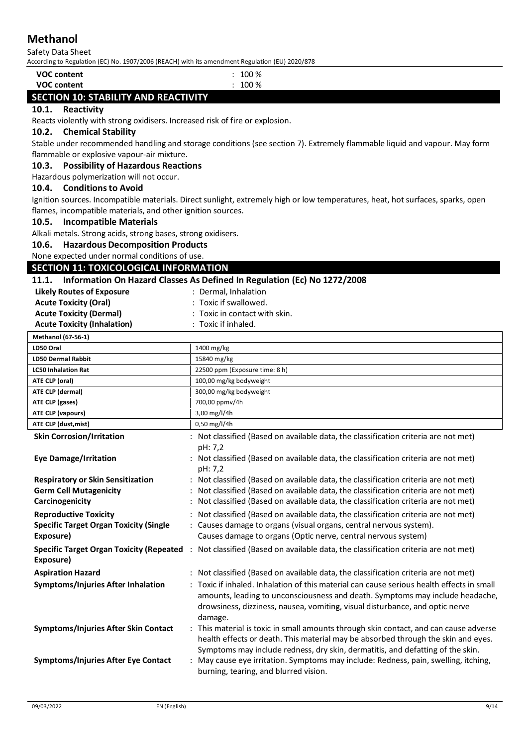| | |
|---|---|
| **VOC content** | : 100 % |
| **VOC content** | : 100 % |

## SECTION 10: STABILITY AND REACTIVITY

### 10.1. Reactivity

Reacts violently with strong oxidisers. Increased risk of fire or explosion.

### 10.2. Chemical Stability

Stable under recommended handling and storage conditions (see section 7). Extremely flammable liquid and vapour. May form flammable or explosive vapour-air mixture.

### 10.3. Possibility of Hazardous Reactions

Hazardous polymerization will not occur.

### 10.4. Conditions to Avoid

Ignition sources. Incompatible materials. Direct sunlight, extremely high or low temperatures, heat, hot surfaces, sparks, open flames, incompatible materials, and other ignition sources.

### 10.5. Incompatible Materials

Alkali metals. Strong acids, strong bases, strong oxidisers.

### 10.6. Hazardous Decomposition Products

None expected under normal conditions of use.

## SECTION 11: TOXICOLOGICAL INFORMATION

### 11.1. Information On Hazard Classes As Defined In Regulation (Ec) No 1272/2008

| | |
|---|---|
| **Likely Routes of Exposure** | : Dermal, Inhalation |
| **Acute Toxicity (Oral)** | : Toxic if swallowed. |
| **Acute Toxicity (Dermal)** | : Toxic in contact with skin. |
| **Acute Toxicity (Inhalation)** | : Toxic if inhaled. |

| **Methanol (67-56-1)** | |
|---|---|
| **LD50 Oral** | 1400 mg/kg |
| **LD50 Dermal Rabbit** | 15840 mg/kg |
| **LC50 Inhalation Rat** | 22500 ppm (Exposure time: 8 h) |
| **ATE CLP (oral)** | 100,00 mg/kg bodyweight |
| **ATE CLP (dermal)** | 300,00 mg/kg bodyweight |
| **ATE CLP (gases)** | 700,00 ppmv/4h |
| **ATE CLP (vapours)** | 3,00 mg/l/4h |
| **ATE CLP (dust,mist)** | 0,50 mg/l/4h |

| | |
|---|---|
| **Skin Corrosion/Irritation** | : Not classified (Based on available data, the classification criteria are not met) pH: 7,2 |
| **Eye Damage/Irritation** | : Not classified (Based on available data, the classification criteria are not met) pH: 7,2 |
| **Respiratory or Skin Sensitization** | : Not classified (Based on available data, the classification criteria are not met) |
| **Germ Cell Mutagenicity** | : Not classified (Based on available data, the classification criteria are not met) |
| **Carcinogenicity** | : Not classified (Based on available data, the classification criteria are not met) |
| **Reproductive Toxicity** | : Not classified (Based on available data, the classification criteria are not met) |
| **Specific Target Organ Toxicity (Single Exposure)** | : Causes damage to organs (visual organs, central nervous system). Causes damage to organs (Optic nerve, central nervous system) |
| **Specific Target Organ Toxicity (Repeated Exposure)** | : Not classified (Based on available data, the classification criteria are not met) |
| **Aspiration Hazard** | : Not classified (Based on available data, the classification criteria are not met) |
| **Symptoms/Injuries After Inhalation** | : Toxic if inhaled. Inhalation of this material can cause serious health effects in small amounts, leading to unconsciousness and death. Symptoms may include headache, drowsiness, dizziness, nausea, vomiting, visual disturbance, and optic nerve damage. |
| **Symptoms/Injuries After Skin Contact** | : This material is toxic in small amounts through skin contact, and can cause adverse health effects or death. This material may be absorbed through the skin and eyes. Symptoms may include redness, dry skin, dermatitis, and defatting of the skin. |
| **Symptoms/Injuries After Eye Contact** | : May cause eye irritation. Symptoms may include: Redness, pain, swelling, itching, burning, tearing, and blurred vision. |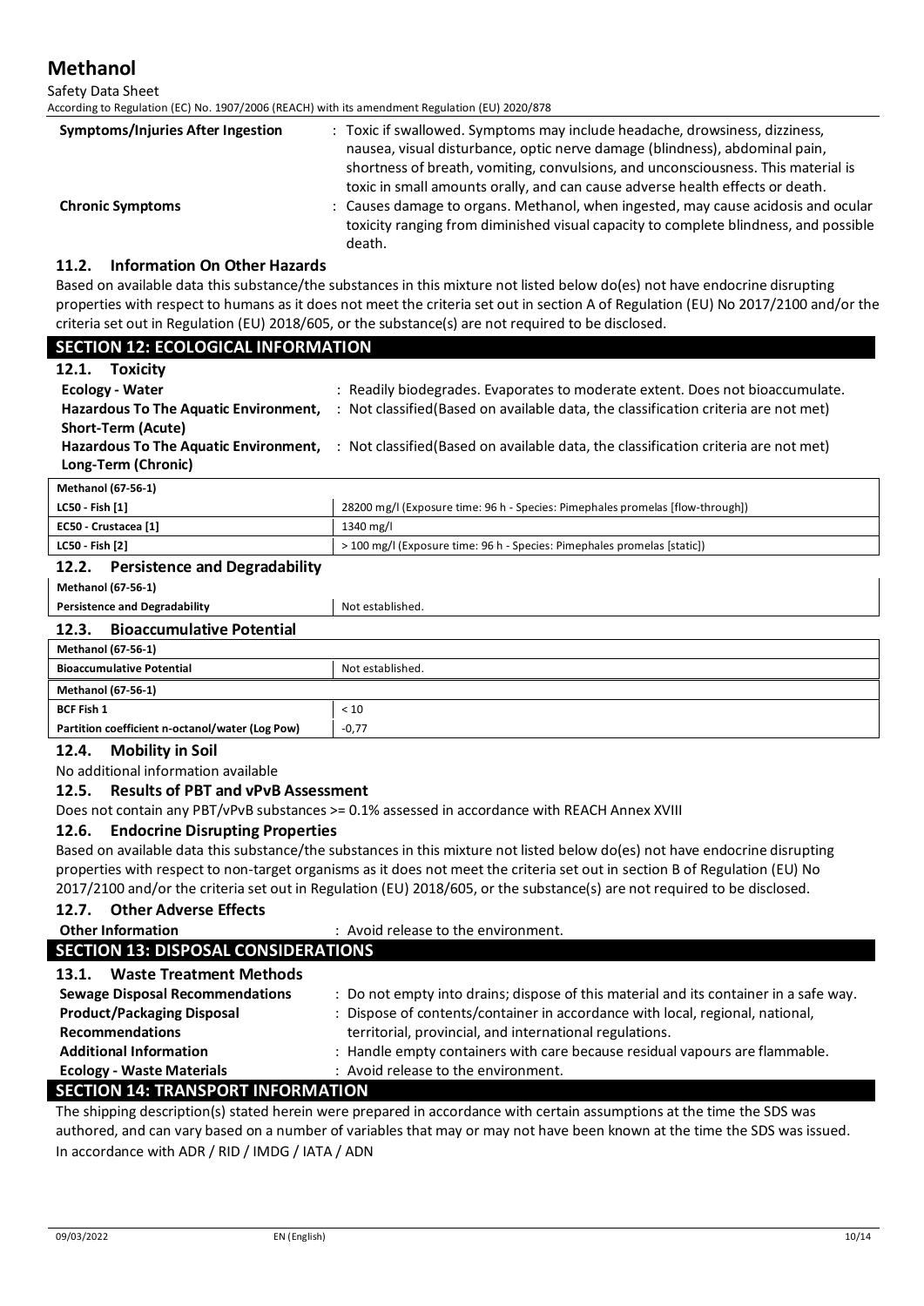| | |
|---|---|
| **Symptoms/Injuries After Ingestion** | : Toxic if swallowed. Symptoms may include headache, drowsiness, dizziness, nausea, visual disturbance, optic nerve damage (blindness), abdominal pain, shortness of breath, vomiting, convulsions, and unconsciousness. This material is toxic in small amounts orally, and can cause adverse health effects or death. |
| **Chronic Symptoms** | : Causes damage to organs. Methanol, when ingested, may cause acidosis and ocular toxicity ranging from diminished visual capacity to complete blindness, and possible death. |

### 11.2. Information On Other Hazards

Based on available data this substance/the substances in this mixture not listed below do(es) not have endocrine disrupting properties with respect to humans as it does not meet the criteria set out in section A of Regulation (EU) No 2017/2100 and/or the criteria set out in Regulation (EU) 2018/605, or the substance(s) are not required to be disclosed.

## SECTION 12: ECOLOGICAL INFORMATION

### 12.1. Toxicity

| | |
|---|---|
| **Ecology - Water** | : Readily biodegrades. Evaporates to moderate extent. Does not bioaccumulate. |
| **Hazardous To The Aquatic Environment, Short-Term (Acute)** | : Not classified(Based on available data, the classification criteria are not met) |
| **Hazardous To The Aquatic Environment, Long-Term (Chronic)** | : Not classified(Based on available data, the classification criteria are not met) |

| **Methanol (67-56-1)** | |
|---|---|
| **LC50 - Fish [1]** | 28200 mg/l (Exposure time: 96 h - Species: Pimephales promelas [flow-through]) |
| **EC50 - Crustacea [1]** | 1340 mg/l |
| **LC50 - Fish [2]** | > 100 mg/l (Exposure time: 96 h - Species: Pimephales promelas [static]) |

### 12.2. Persistence and Degradability

| **Methanol (67-56-1)** | |
|---|---|
| **Persistence and Degradability** | Not established. |

### 12.3. Bioaccumulative Potential

| **Methanol (67-56-1)** | |
|---|---|
| **Bioaccumulative Potential** | Not established. |
| **Methanol (67-56-1)** | |
| **BCF Fish 1** | < 10 |
| **Partition coefficient n-octanol/water (Log Pow)** | -0,77 |

### 12.4. Mobility in Soil

No additional information available

### 12.5. Results of PBT and vPvB Assessment

Does not contain any PBT/vPvB substances >= 0.1% assessed in accordance with REACH Annex XVIII

### 12.6. Endocrine Disrupting Properties

Based on available data this substance/the substances in this mixture not listed below do(es) not have endocrine disrupting properties with respect to non-target organisms as it does not meet the criteria set out in section B of Regulation (EU) No 2017/2100 and/or the criteria set out in Regulation (EU) 2018/605, or the substance(s) are not required to be disclosed.

### 12.7. Other Adverse Effects

| | |
|---|---|
| **Other Information** | : Avoid release to the environment. |

## SECTION 13: DISPOSAL CONSIDERATIONS

### 13.1. Waste Treatment Methods

| | |
|---|---|
| **Sewage Disposal Recommendations** | : Do not empty into drains; dispose of this material and its container in a safe way. |
| **Product/Packaging Disposal Recommendations** | : Dispose of contents/container in accordance with local, regional, national, territorial, provincial, and international regulations. |
| **Additional Information** | : Handle empty containers with care because residual vapours are flammable. |
| **Ecology - Waste Materials** | : Avoid release to the environment. |

## SECTION 14: TRANSPORT INFORMATION

The shipping description(s) stated herein were prepared in accordance with certain assumptions at the time the SDS was authored, and can vary based on a number of variables that may or may not have been known at the time the SDS was issued.

In accordance with ADR / RID / IMDG / IATA / ADN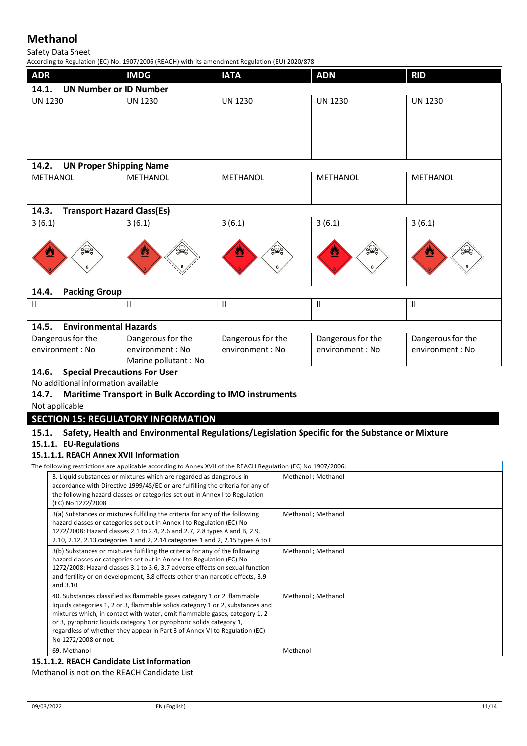| ADR | IMDG | IATA | ADN | RID |
|---|---|---|---|---|
| **14.1. UN Number or ID Number** | | | | |
| UN 1230 | UN 1230 | UN 1230 | UN 1230 | UN 1230 |
| **14.2. UN Proper Shipping Name** | | | | |
| METHANOL | METHANOL | METHANOL | METHANOL | METHANOL |
| **14.3. Transport Hazard Class(Es)** | | | | |
| 3 (6.1) | 3 (6.1) | 3 (6.1) | 3 (6.1) | 3 (6.1) |
| **14.4. Packing Group** | | | | |
| II | II | II | II | II |
| **14.5. Environmental Hazards** | | | | |
| Dangerous for the environment : No | Dangerous for the environment : No<br>Marine pollutant : No | Dangerous for the environment : No | Dangerous for the environment : No | Dangerous for the environment : No |

### 14.6. Special Precautions For User

No additional information available

### 14.7. Maritime Transport in Bulk According to IMO instruments

Not applicable

## SECTION 15: REGULATORY INFORMATION

### 15.1. Safety, Health and Environmental Regulations/Legislation Specific for the Substance or Mixture

#### 15.1.1. EU-Regulations

##### 15.1.1.1. REACH Annex XVII Information

The following restrictions are applicable according to Annex XVII of the REACH Regulation (EC) No 1907/2006:

| Restriction | Substance |
|---|---|
| 3. Liquid substances or mixtures which are regarded as dangerous in accordance with Directive 1999/45/EC or are fulfilling the criteria for any of the following hazard classes or categories set out in Annex I to Regulation (EC) No 1272/2008 | Methanol ; Methanol |
| 3(a) Substances or mixtures fulfilling the criteria for any of the following hazard classes or categories set out in Annex I to Regulation (EC) No 1272/2008: Hazard classes 2.1 to 2.4, 2.6 and 2.7, 2.8 types A and B, 2.9, 2.10, 2.12, 2.13 categories 1 and 2, 2.14 categories 1 and 2, 2.15 types A to F | Methanol ; Methanol |
| 3(b) Substances or mixtures fulfilling the criteria for any of the following hazard classes or categories set out in Annex I to Regulation (EC) No 1272/2008: Hazard classes 3.1 to 3.6, 3.7 adverse effects on sexual function and fertility or on development, 3.8 effects other than narcotic effects, 3.9 and 3.10 | Methanol ; Methanol |
| 40. Substances classified as flammable gases category 1 or 2, flammable liquids categories 1, 2 or 3, flammable solids category 1 or 2, substances and mixtures which, in contact with water, emit flammable gases, category 1, 2 or 3, pyrophoric liquids category 1 or pyrophoric solids category 1, regardless of whether they appear in Part 3 of Annex VI to Regulation (EC) No 1272/2008 or not. | Methanol ; Methanol |
| 69. Methanol | Methanol |

##### 15.1.1.2. REACH Candidate List Information

Methanol is not on the REACH Candidate List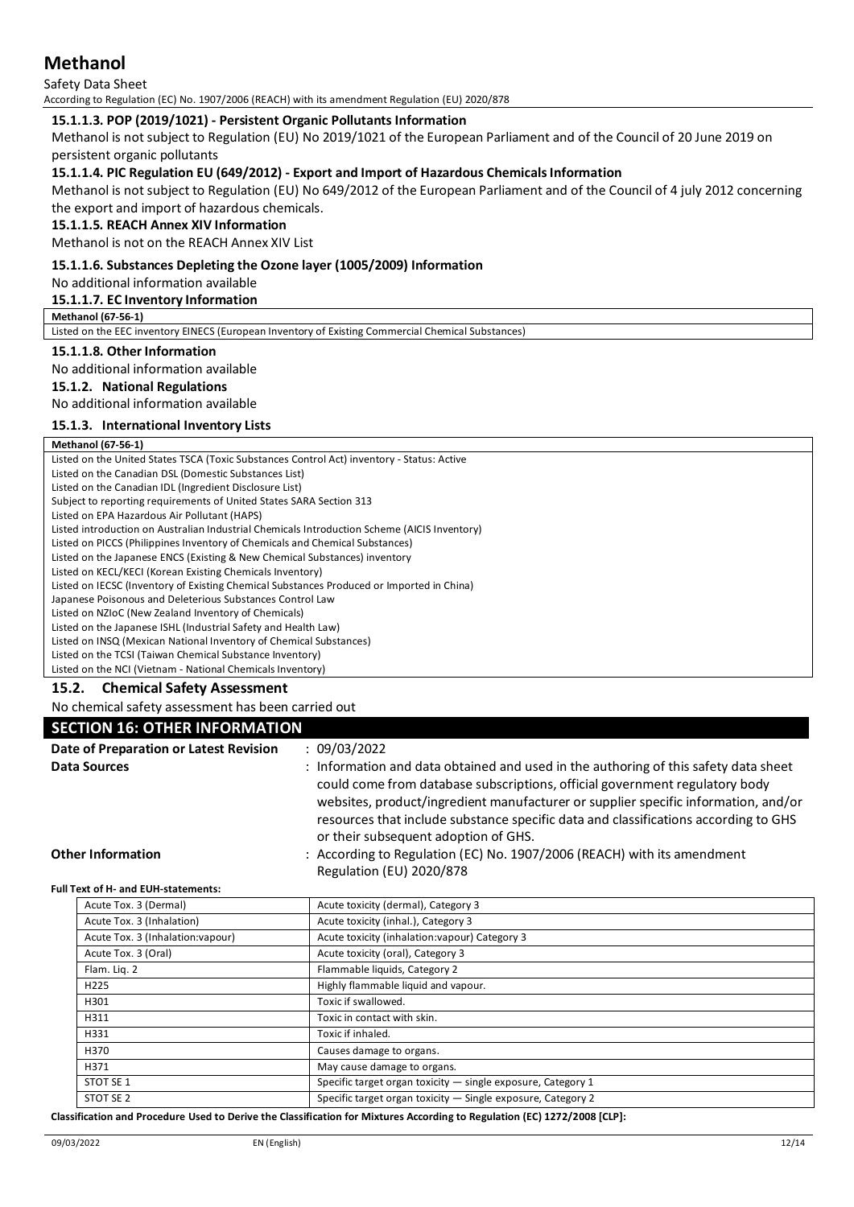#### 15.1.1.3. POP (2019/1021) - Persistent Organic Pollutants Information

Methanol is not subject to Regulation (EU) No 2019/1021 of the European Parliament and of the Council of 20 June 2019 on persistent organic pollutants

#### 15.1.1.4. PIC Regulation EU (649/2012) - Export and Import of Hazardous Chemicals Information

Methanol is not subject to Regulation (EU) No 649/2012 of the European Parliament and of the Council of 4 july 2012 concerning the export and import of hazardous chemicals.

#### 15.1.1.5. REACH Annex XIV Information

Methanol is not on the REACH Annex XIV List

#### 15.1.1.6. Substances Depleting the Ozone layer (1005/2009) Information

No additional information available

#### 15.1.1.7. EC Inventory Information

| Methanol (67-56-1) |
|---|
| Listed on the EEC inventory EINECS (European Inventory of Existing Commercial Chemical Substances) |

#### 15.1.1.8. Other Information

No additional information available

#### 15.1.2. National Regulations

No additional information available

#### 15.1.3. International Inventory Lists

| Methanol (67-56-1) |
|---|
| Listed on the United States TSCA (Toxic Substances Control Act) inventory - Status: Active<br>Listed on the Canadian DSL (Domestic Substances List)<br>Listed on the Canadian IDL (Ingredient Disclosure List)<br>Subject to reporting requirements of United States SARA Section 313<br>Listed on EPA Hazardous Air Pollutant (HAPS)<br>Listed introduction on Australian Industrial Chemicals Introduction Scheme (AICIS Inventory)<br>Listed on PICCS (Philippines Inventory of Chemicals and Chemical Substances)<br>Listed on the Japanese ENCS (Existing & New Chemical Substances) inventory<br>Listed on KECL/KECI (Korean Existing Chemicals Inventory)<br>Listed on IECSC (Inventory of Existing Chemical Substances Produced or Imported in China)<br>Japanese Poisonous and Deleterious Substances Control Law<br>Listed on NZIoC (New Zealand Inventory of Chemicals)<br>Listed on the Japanese ISHL (Industrial Safety and Health Law)<br>Listed on INSQ (Mexican National Inventory of Chemical Substances)<br>Listed on the TCSI (Taiwan Chemical Substance Inventory)<br>Listed on the NCI (Vietnam - National Chemicals Inventory) |

### 15.2. Chemical Safety Assessment

No chemical safety assessment has been carried out

## SECTION 16: OTHER INFORMATION

**Date of Preparation or Latest Revision** : 09/03/2022

**Data Sources** : Information and data obtained and used in the authoring of this safety data sheet could come from database subscriptions, official government regulatory body websites, product/ingredient manufacturer or supplier specific information, and/or resources that include substance specific data and classifications according to GHS or their subsequent adoption of GHS.

**Other Information** : According to Regulation (EC) No. 1907/2006 (REACH) with its amendment Regulation (EU) 2020/878

**Full Text of H- and EUH-statements:**

| | |
|---|---|
| Acute Tox. 3 (Dermal) | Acute toxicity (dermal), Category 3 |
| Acute Tox. 3 (Inhalation) | Acute toxicity (inhal.), Category 3 |
| Acute Tox. 3 (Inhalation:vapour) | Acute toxicity (inhalation:vapour) Category 3 |
| Acute Tox. 3 (Oral) | Acute toxicity (oral), Category 3 |
| Flam. Liq. 2 | Flammable liquids, Category 2 |
| H225 | Highly flammable liquid and vapour. |
| H301 | Toxic if swallowed. |
| H311 | Toxic in contact with skin. |
| H331 | Toxic if inhaled. |
| H370 | Causes damage to organs. |
| H371 | May cause damage to organs. |
| STOT SE 1 | Specific target organ toxicity — single exposure, Category 1 |
| STOT SE 2 | Specific target organ toxicity — Single exposure, Category 2 |

**Classification and Procedure Used to Derive the Classification for Mixtures According to Regulation (EC) 1272/2008 [CLP]:**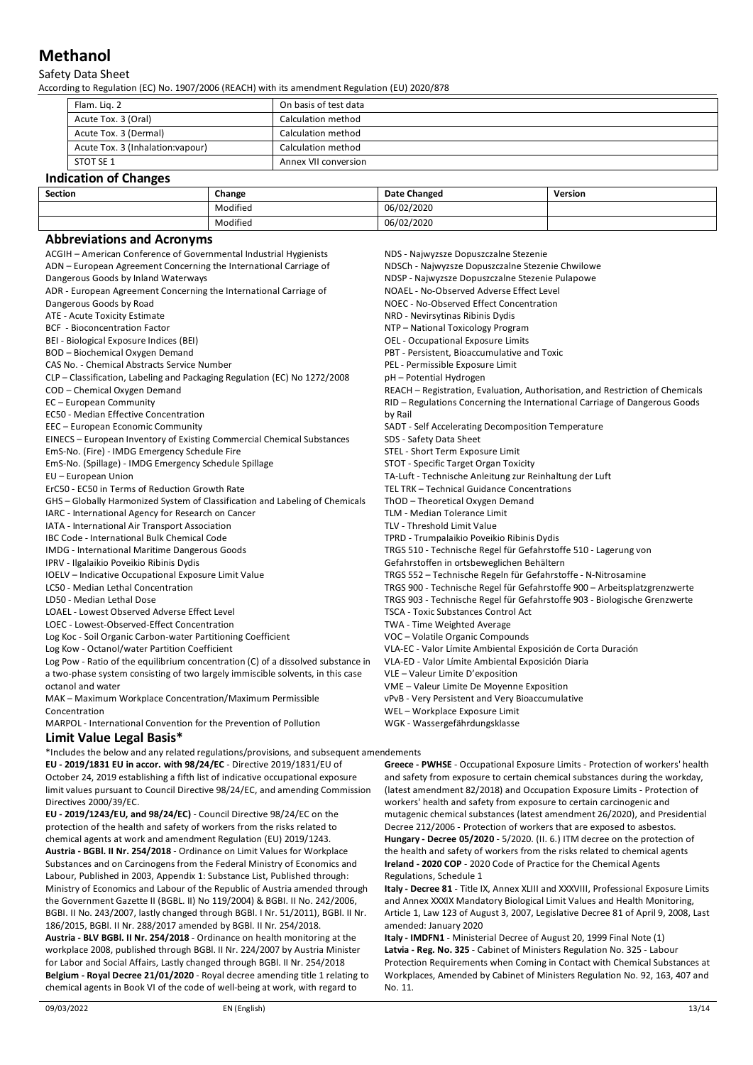| Flam. Liq. 2 | On basis of test data |
|---|---|
| Acute Tox. 3 (Oral) | Calculation method |
| Acute Tox. 3 (Dermal) | Calculation method |
| Acute Tox. 3 (Inhalation:vapour) | Calculation method |
| STOT SE 1 | Annex VII conversion |

## Indication of Changes

| Section | Change | Date Changed | Version |
|---|---|---|---|
| | Modified | 06/02/2020 | |
| | Modified | 06/02/2020 | |

## Abbreviations and Acronyms

ACGIH – American Conference of Governmental Industrial Hygienists
ADN – European Agreement Concerning the International Carriage of Dangerous Goods by Inland Waterways
ADR - European Agreement Concerning the International Carriage of Dangerous Goods by Road
ATE - Acute Toxicity Estimate
BCF - Bioconcentration Factor
BEI - Biological Exposure Indices (BEI)
BOD – Biochemical Oxygen Demand
CAS No. - Chemical Abstracts Service Number
CLP – Classification, Labeling and Packaging Regulation (EC) No 1272/2008
COD – Chemical Oxygen Demand
EC – European Community
EC50 - Median Effective Concentration
EEC – European Economic Community
EINECS – European Inventory of Existing Commercial Chemical Substances
EmS-No. (Fire) - IMDG Emergency Schedule Fire
EmS-No. (Spillage) - IMDG Emergency Schedule Spillage
EU – European Union
ErC50 - EC50 in Terms of Reduction Growth Rate
GHS – Globally Harmonized System of Classification and Labeling of Chemicals
IARC - International Agency for Research on Cancer
IATA - International Air Transport Association
IBC Code - International Bulk Chemical Code
IMDG - International Maritime Dangerous Goods
IPRV - Ilgalaikio Poveikio Ribinis Dydis
IOELV – Indicative Occupational Exposure Limit Value
LC50 - Median Lethal Concentration
LD50 - Median Lethal Dose
LOAEL - Lowest Observed Adverse Effect Level
LOEC - Lowest-Observed-Effect Concentration
Log Koc - Soil Organic Carbon-water Partitioning Coefficient
Log Kow - Octanol/water Partition Coefficient
Log Pow - Ratio of the equilibrium concentration (C) of a dissolved substance in a two-phase system consisting of two largely immiscible solvents, in this case octanol and water
MAK – Maximum Workplace Concentration/Maximum Permissible Concentration
MARPOL - International Convention for the Prevention of Pollution
NDS - Najwyzsze Dopuszczalne Stezenie
NDSCh - Najwyzsze Dopuszczalne Stezenie Chwilowe
NDSP - Najwyzsze Dopuszczalne Stezenie Pulapowe
NOAEL - No-Observed Adverse Effect Level
NOEC - No-Observed Effect Concentration
NRD - Nevirsytinas Ribinis Dydis
NTP – National Toxicology Program
OEL - Occupational Exposure Limits
PBT - Persistent, Bioaccumulative and Toxic
PEL - Permissible Exposure Limit
pH – Potential Hydrogen
REACH – Registration, Evaluation, Authorisation, and Restriction of Chemicals
RID – Regulations Concerning the International Carriage of Dangerous Goods by Rail
SADT - Self Accelerating Decomposition Temperature
SDS - Safety Data Sheet
STEL - Short Term Exposure Limit
STOT - Specific Target Organ Toxicity
TA-Luft - Technische Anleitung zur Reinhaltung der Luft
TEL TRK – Technical Guidance Concentrations
ThOD – Theoretical Oxygen Demand
TLM - Median Tolerance Limit
TLV - Threshold Limit Value
TPRD - Trumpalaikio Poveikio Ribinis Dydis
TRGS 510 - Technische Regel für Gefahrstoffe 510 - Lagerung von Gefahrstoffen in ortsbeweglichen Behältern
TRGS 552 – Technische Regeln für Gefahrstoffe - N-Nitrosamine
TRGS 900 - Technische Regel für Gefahrstoffe 900 – Arbeitsplatzgrenzwerte
TRGS 903 - Technische Regel für Gefahrstoffe 903 - Biologische Grenzwerte
TSCA - Toxic Substances Control Act
TWA - Time Weighted Average
VOC – Volatile Organic Compounds
VLA-EC - Valor Límite Ambiental Exposición de Corta Duración
VLA-ED - Valor Límite Ambiental Exposición Diaria
VLE – Valeur Limite D'exposition
VME – Valeur Limite De Moyenne Exposition
vPvB - Very Persistent and Very Bioaccumulative
WEL – Workplace Exposure Limit
WGK - Wassergefährdungsklasse

## Limit Value Legal Basis*

*Includes the below and any related regulations/provisions, and subsequent amendements

**EU - 2019/1831 EU in accor. with 98/24/EC** - Directive 2019/1831/EU of October 24, 2019 establishing a fifth list of indicative occupational exposure limit values pursuant to Council Directive 98/24/EC, and amending Commission Directives 2000/39/EC.

**EU - 2019/1243/EU, and 98/24/EC)** - Council Directive 98/24/EC on the protection of the health and safety of workers from the risks related to chemical agents at work and amendment Regulation (EU) 2019/1243.

**Austria - BGBl. II Nr. 254/2018** - Ordinance on Limit Values for Workplace Substances and on Carcinogens from the Federal Ministry of Economics and Labour, Published in 2003, Appendix 1: Substance List, Published through: Ministry of Economics and Labour of the Republic of Austria amended through the Government Gazette II (BGBL. II) No 119/2004) & BGBI. II No. 242/2006, BGBI. II No. 243/2007, lastly changed through BGBl. I Nr. 51/2011), BGBl. II Nr. 186/2015, BGBl. II Nr. 288/2017 amended by BGBl. II Nr. 254/2018.

**Austria - BLV BGBl. II Nr. 254/2018** - Ordinance on health monitoring at the workplace 2008, published through BGBl. II Nr. 224/2007 by Austria Minister for Labor and Social Affairs, Lastly changed through BGBl. II Nr. 254/2018

**Belgium - Royal Decree 21/01/2020** - Royal decree amending title 1 relating to chemical agents in Book VI of the code of well-being at work, with regard to

**Greece - PWHSE** - Occupational Exposure Limits - Protection of workers' health and safety from exposure to certain chemical substances during the workday, (latest amendment 82/2018) and Occupation Exposure Limits - Protection of workers' health and safety from exposure to certain carcinogenic and mutagenic chemical substances (latest amendment 26/2020), and Presidential Decree 212/2006 - Protection of workers that are exposed to asbestos.

**Hungary - Decree 05/2020** - 5/2020. (II. 6.) ITM decree on the protection of the health and safety of workers from the risks related to chemical agents

**Ireland - 2020 COP** - 2020 Code of Practice for the Chemical Agents Regulations, Schedule 1

**Italy - Decree 81** - Title IX, Annex XLIII and XXXVIII, Professional Exposure Limits and Annex XXXIX Mandatory Biological Limit Values and Health Monitoring, Article 1, Law 123 of August 3, 2007, Legislative Decree 81 of April 9, 2008, Last amended: January 2020

**Italy - IMDFN1** - Ministerial Decree of August 20, 1999 Final Note (1)

**Latvia - Reg. No. 325** - Cabinet of Ministers Regulation No. 325 - Labour Protection Requirements when Coming in Contact with Chemical Substances at Workplaces, Amended by Cabinet of Ministers Regulation No. 92, 163, 407 and No. 11.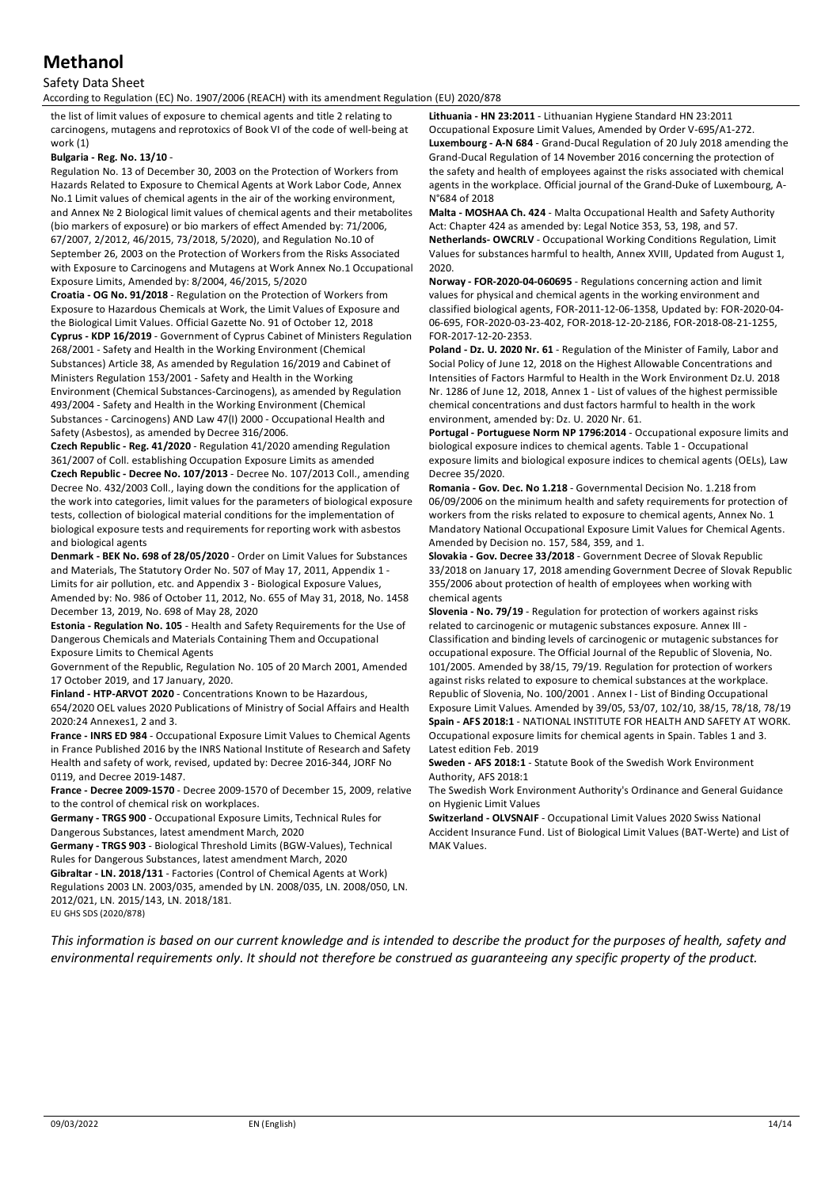the list of limit values of exposure to chemical agents and title 2 relating to carcinogens, mutagens and reprotoxics of Book VI of the code of well-being at work (1)

**Bulgaria - Reg. No. 13/10** -

Regulation No. 13 of December 30, 2003 on the Protection of Workers from Hazards Related to Exposure to Chemical Agents at Work Labor Code, Annex No.1 Limit values of chemical agents in the air of the working environment, and Annex № 2 Biological limit values of chemical agents and their metabolites (bio markers of exposure) or bio markers of effect Amended by: 71/2006, 67/2007, 2/2012, 46/2015, 73/2018, 5/2020), and Regulation No.10 of September 26, 2003 on the Protection of Workers from the Risks Associated with Exposure to Carcinogens and Mutagens at Work Annex No.1 Occupational Exposure Limits, Amended by: 8/2004, 46/2015, 5/2020

**Croatia - OG No. 91/2018** - Regulation on the Protection of Workers from Exposure to Hazardous Chemicals at Work, the Limit Values of Exposure and the Biological Limit Values. Official Gazette No. 91 of October 12, 2018

**Cyprus - KDP 16/2019** - Government of Cyprus Cabinet of Ministers Regulation 268/2001 - Safety and Health in the Working Environment (Chemical Substances) Article 38, As amended by Regulation 16/2019 and Cabinet of Ministers Regulation 153/2001 - Safety and Health in the Working Environment (Chemical Substances-Carcinogens), as amended by Regulation 493/2004 - Safety and Health in the Working Environment (Chemical Substances - Carcinogens) AND Law 47(I) 2000 - Occupational Health and Safety (Asbestos), as amended by Decree 316/2006.

**Czech Republic - Reg. 41/2020** - Regulation 41/2020 amending Regulation 361/2007 of Coll. establishing Occupation Exposure Limits as amended

**Czech Republic - Decree No. 107/2013** - Decree No. 107/2013 Coll., amending Decree No. 432/2003 Coll., laying down the conditions for the application of the work into categories, limit values for the parameters of biological exposure tests, collection of biological material conditions for the implementation of biological exposure tests and requirements for reporting work with asbestos and biological agents

**Denmark - BEK No. 698 of 28/05/2020** - Order on Limit Values for Substances and Materials, The Statutory Order No. 507 of May 17, 2011, Appendix 1 - Limits for air pollution, etc. and Appendix 3 - Biological Exposure Values, Amended by: No. 986 of October 11, 2012, No. 655 of May 31, 2018, No. 1458 December 13, 2019, No. 698 of May 28, 2020

**Estonia - Regulation No. 105** - Health and Safety Requirements for the Use of Dangerous Chemicals and Materials Containing Them and Occupational Exposure Limits to Chemical Agents

Government of the Republic, Regulation No. 105 of 20 March 2001, Amended 17 October 2019, and 17 January, 2020.

**Finland - HTP-ARVOT 2020** - Concentrations Known to be Hazardous, 654/2020 OEL values 2020 Publications of Ministry of Social Affairs and Health 2020:24 Annexes1, 2 and 3.

**France - INRS ED 984** - Occupational Exposure Limit Values to Chemical Agents in France Published 2016 by the INRS National Institute of Research and Safety Health and safety of work, revised, updated by: Decree 2016-344, JORF No 0119, and Decree 2019-1487.

**France - Decree 2009-1570** - Decree 2009-1570 of December 15, 2009, relative to the control of chemical risk on workplaces.

**Germany - TRGS 900** - Occupational Exposure Limits, Technical Rules for Dangerous Substances, latest amendment March, 2020

**Germany - TRGS 903** - Biological Threshold Limits (BGW-Values), Technical Rules for Dangerous Substances, latest amendment March, 2020

**Gibraltar - LN. 2018/131** - Factories (Control of Chemical Agents at Work) Regulations 2003 LN. 2003/035, amended by LN. 2008/035, LN. 2008/050, LN. 2012/021, LN. 2015/143, LN. 2018/181.

**Lithuania - HN 23:2011** - Lithuanian Hygiene Standard HN 23:2011 Occupational Exposure Limit Values, Amended by Order V-695/A1-272.

**Luxembourg - A-N 684** - Grand-Ducal Regulation of 20 July 2018 amending the Grand-Ducal Regulation of 14 November 2016 concerning the protection of the safety and health of employees against the risks associated with chemical agents in the workplace. Official journal of the Grand-Duke of Luxembourg, A-N°684 of 2018

**Malta - MOSHAA Ch. 424** - Malta Occupational Health and Safety Authority Act: Chapter 424 as amended by: Legal Notice 353, 53, 198, and 57.

**Netherlands- OWCRLV** - Occupational Working Conditions Regulation, Limit Values for substances harmful to health, Annex XVIII, Updated from August 1, 2020.

**Norway - FOR-2020-04-060695** - Regulations concerning action and limit values for physical and chemical agents in the working environment and classified biological agents, FOR-2011-12-06-1358, Updated by: FOR-2020-04-06-695, FOR-2020-03-23-402, FOR-2018-12-20-2186, FOR-2018-08-21-1255, FOR-2017-12-20-2353.

**Poland - Dz. U. 2020 Nr. 61** - Regulation of the Minister of Family, Labor and Social Policy of June 12, 2018 on the Highest Allowable Concentrations and Intensities of Factors Harmful to Health in the Work Environment Dz.U. 2018 Nr. 1286 of June 12, 2018, Annex 1 - List of values of the highest permissible chemical concentrations and dust factors harmful to health in the work environment, amended by: Dz. U. 2020 Nr. 61.

**Portugal - Portuguese Norm NP 1796:2014** - Occupational exposure limits and biological exposure indices to chemical agents. Table 1 - Occupational exposure limits and biological exposure indices to chemical agents (OELs), Law Decree 35/2020.

**Romania - Gov. Dec. No 1.218** - Governmental Decision No. 1.218 from 06/09/2006 on the minimum health and safety requirements for protection of workers from the risks related to exposure to chemical agents, Annex No. 1 Mandatory National Occupational Exposure Limit Values for Chemical Agents. Amended by Decision no. 157, 584, 359, and 1.

**Slovakia - Gov. Decree 33/2018** - Government Decree of Slovak Republic 33/2018 on January 17, 2018 amending Government Decree of Slovak Republic 355/2006 about protection of health of employees when working with chemical agents

**Slovenia - No. 79/19** - Regulation for protection of workers against risks related to carcinogenic or mutagenic substances exposure. Annex III - Classification and binding levels of carcinogenic or mutagenic substances for occupational exposure. The Official Journal of the Republic of Slovenia, No. 101/2005. Amended by 38/15, 79/19. Regulation for protection of workers against risks related to exposure to chemical substances at the workplace. Republic of Slovenia, No. 100/2001 . Annex I - List of Binding Occupational Exposure Limit Values. Amended by 39/05, 53/07, 102/10, 38/15, 78/18, 78/19

**Spain - AFS 2018:1** - NATIONAL INSTITUTE FOR HEALTH AND SAFETY AT WORK. Occupational exposure limits for chemical agents in Spain. Tables 1 and 3. Latest edition Feb. 2019

**Sweden - AFS 2018:1** - Statute Book of the Swedish Work Environment Authority, AFS 2018:1

The Swedish Work Environment Authority's Ordinance and General Guidance on Hygienic Limit Values

**Switzerland - OLVSNAIF** - Occupational Limit Values 2020 Swiss National Accident Insurance Fund. List of Biological Limit Values (BAT-Werte) and List of MAK Values.

*This information is based on our current knowledge and is intended to describe the product for the purposes of health, safety and environmental requirements only. It should not therefore be construed as guaranteeing any specific property of the product.*